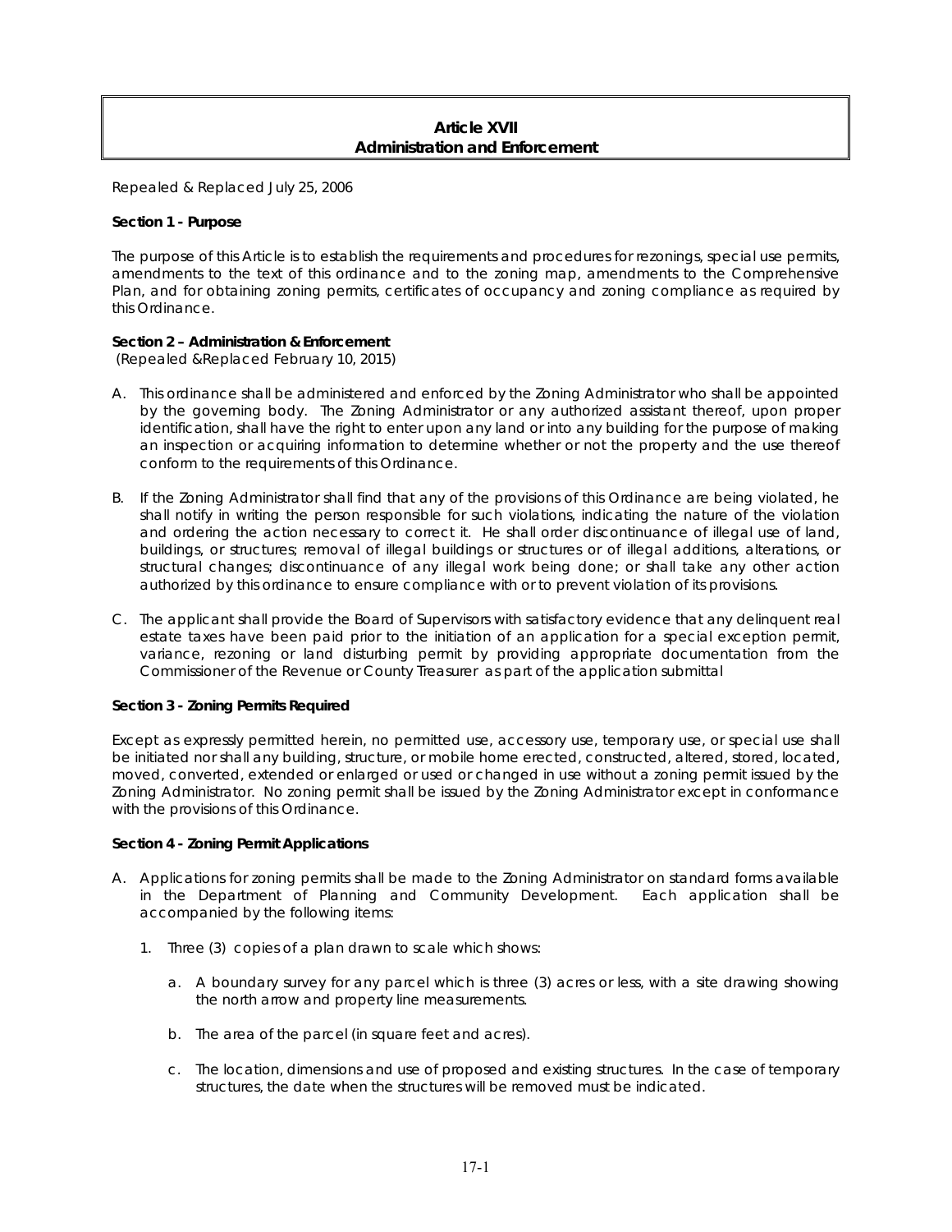# Article XVII
## Administration and Enforcement

*Repealed & Replaced July 25, 2006*

**Section 1 - Purpose**

The purpose of this Article is to establish the requirements and procedures for rezonings, special use permits, amendments to the text of this ordinance and to the zoning map, amendments to the Comprehensive Plan, and for obtaining zoning permits, certificates of occupancy and zoning compliance as required by this Ordinance.

**Section 2 – Administration & Enforcement**
(Repealed &Replaced February 10, 2015)

A. This ordinance shall be administered and enforced by the Zoning Administrator who shall be appointed by the governing body. The Zoning Administrator or any authorized assistant thereof, upon proper identification, shall have the right to enter upon any land or into any building for the purpose of making an inspection or acquiring information to determine whether or not the property and the use thereof conform to the requirements of this Ordinance.

B. If the Zoning Administrator shall find that any of the provisions of this Ordinance are being violated, he shall notify in writing the person responsible for such violations, indicating the nature of the violation and ordering the action necessary to correct it. He shall order discontinuance of illegal use of land, buildings, or structures; removal of illegal buildings or structures or of illegal additions, alterations, or structural changes; discontinuance of any illegal work being done; or shall take any other action authorized by this ordinance to ensure compliance with or to prevent violation of its provisions.

C. The applicant shall provide the Board of Supervisors with satisfactory evidence that any delinquent real estate taxes have been paid prior to the initiation of an application for a special exception permit, variance, rezoning or land disturbing permit by providing appropriate documentation from the Commissioner of the Revenue or County Treasurer as part of the application submittal

**Section 3 - Zoning Permits Required**

Except as expressly permitted herein, no permitted use, accessory use, temporary use, or special use shall be initiated nor shall any building, structure, or mobile home erected, constructed, altered, stored, located, moved, converted, extended or enlarged or used or changed in use without a zoning permit issued by the Zoning Administrator. No zoning permit shall be issued by the Zoning Administrator except in conformance with the provisions of this Ordinance.

**Section 4 - Zoning Permit Applications**

A. Applications for zoning permits shall be made to the Zoning Administrator on standard forms available in the Department of Planning and Community Development. Each application shall be accompanied by the following items:

1. Three (3) copies of a plan drawn to scale which shows:

    a. A boundary survey for any parcel which is three (3) acres or less, with a site drawing showing the north arrow and property line measurements.

    b. The area of the parcel (in square feet and acres).

    c. The location, dimensions and use of proposed and existing structures. In the case of temporary structures, the date when the structures will be removed must be indicated.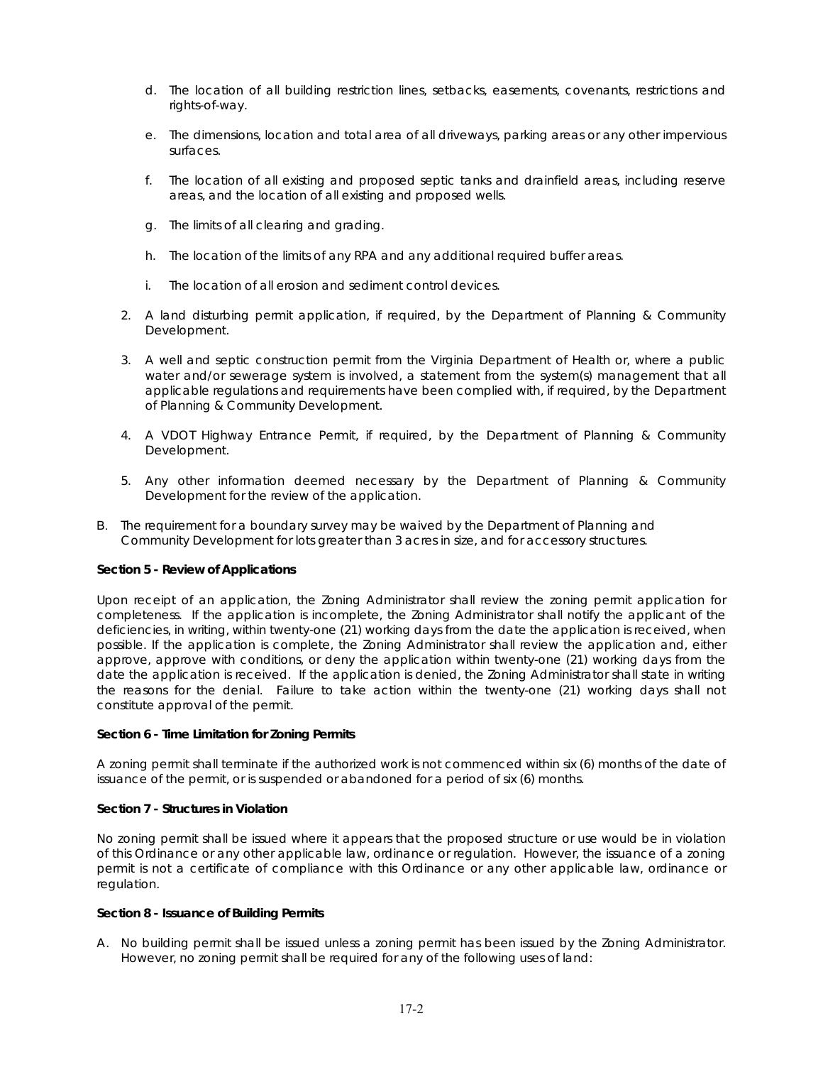d. The location of all building restriction lines, setbacks, easements, covenants, restrictions and rights-of-way.

e. The dimensions, location and total area of all driveways, parking areas or any other impervious surfaces.

f. The location of all existing and proposed septic tanks and drainfield areas, including reserve areas, and the location of all existing and proposed wells.

g. The limits of all clearing and grading.

h. The location of the limits of any RPA and any additional required buffer areas.

i. The location of all erosion and sediment control devices.

2. A land disturbing permit application, if required, by the Department of Planning & Community Development.

3. A well and septic construction permit from the Virginia Department of Health or, where a public water and/or sewerage system is involved, a statement from the system(s) management that all applicable regulations and requirements have been complied with, if required, by the Department of Planning & Community Development.

4. A VDOT Highway Entrance Permit, if required, by the Department of Planning & Community Development.

5. Any other information deemed necessary by the Department of Planning & Community Development for the review of the application.

B. The requirement for a boundary survey may be waived by the Department of Planning and Community Development for lots greater than 3 acres in size, and for accessory structures.

**Section 5 - Review of Applications**

Upon receipt of an application, the Zoning Administrator shall review the zoning permit application for completeness. If the application is incomplete, the Zoning Administrator shall notify the applicant of the deficiencies, in writing, within twenty-one (21) working days from the date the application is received, when possible. If the application is complete, the Zoning Administrator shall review the application and, either approve, approve with conditions, or deny the application within twenty-one (21) working days from the date the application is received. If the application is denied, the Zoning Administrator shall state in writing the reasons for the denial. Failure to take action within the twenty-one (21) working days shall not constitute approval of the permit.

**Section 6 - Time Limitation for Zoning Permits**

A zoning permit shall terminate if the authorized work is not commenced within six (6) months of the date of issuance of the permit, or is suspended or abandoned for a period of six (6) months.

**Section 7 - Structures in Violation**

No zoning permit shall be issued where it appears that the proposed structure or use would be in violation of this Ordinance or any other applicable law, ordinance or regulation. However, the issuance of a zoning permit is not a certificate of compliance with this Ordinance or any other applicable law, ordinance or regulation.

**Section 8 - Issuance of Building Permits**

A. No building permit shall be issued unless a zoning permit has been issued by the Zoning Administrator. However, no zoning permit shall be required for any of the following uses of land: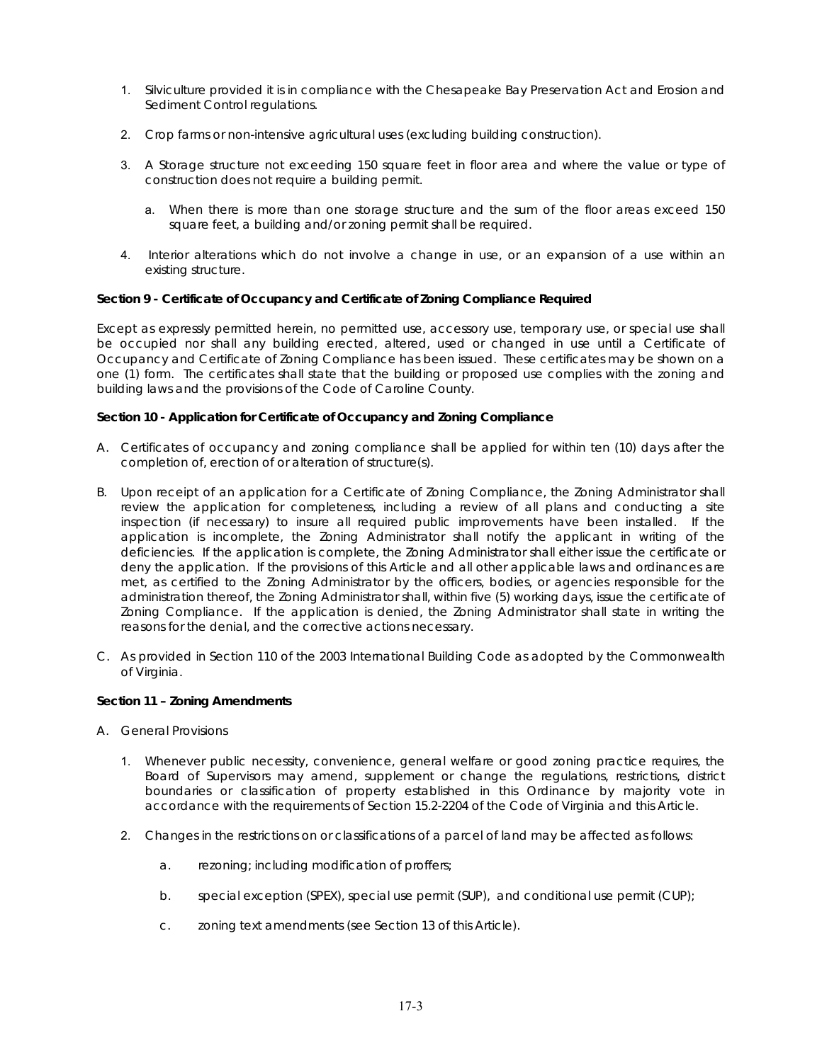1. Silviculture provided it is in compliance with the Chesapeake Bay Preservation Act and Erosion and Sediment Control regulations.

2. Crop farms or non-intensive agricultural uses (excluding building construction).

3. A Storage structure not exceeding 150 square feet in floor area and where the value or type of construction does not require a building permit.

   a. When there is more than one storage structure and the sum of the floor areas exceed 150 square feet, a building and/or zoning permit shall be required.

4. Interior alterations which do not involve a change in use, or an expansion of a use within an existing structure.

**Section 9 - Certificate of Occupancy and Certificate of Zoning Compliance Required**

Except as expressly permitted herein, no permitted use, accessory use, temporary use, or special use shall be occupied nor shall any building erected, altered, used or changed in use until a Certificate of Occupancy and Certificate of Zoning Compliance has been issued. These certificates may be shown on a one (1) form. The certificates shall state that the building or proposed use complies with the zoning and building laws and the provisions of the Code of Caroline County.

**Section 10 - Application for Certificate of Occupancy and Zoning Compliance**

A. Certificates of occupancy and zoning compliance shall be applied for within ten (10) days after the completion of, erection of or alteration of structure(s).

B. Upon receipt of an application for a Certificate of Zoning Compliance, the Zoning Administrator shall review the application for completeness, including a review of all plans and conducting a site inspection (if necessary) to insure all required public improvements have been installed. If the application is incomplete, the Zoning Administrator shall notify the applicant in writing of the deficiencies. If the application is complete, the Zoning Administrator shall either issue the certificate or deny the application. If the provisions of this Article and all other applicable laws and ordinances are met, as certified to the Zoning Administrator by the officers, bodies, or agencies responsible for the administration thereof, the Zoning Administrator shall, within five (5) working days, issue the certificate of Zoning Compliance. If the application is denied, the Zoning Administrator shall state in writing the reasons for the denial, and the corrective actions necessary.

C. As provided in Section 110 of the 2003 International Building Code as adopted by the Commonwealth of Virginia.

**Section 11 – Zoning Amendments**

A. General Provisions

   1. Whenever public necessity, convenience, general welfare or good zoning practice requires, the Board of Supervisors may amend, supplement or change the regulations, restrictions, district boundaries or classification of property established in this Ordinance by majority vote in accordance with the requirements of Section 15.2-2204 of the Code of Virginia and this Article.

   2. Changes in the restrictions on or classifications of a parcel of land may be affected as follows:

      a. rezoning; including modification of proffers;

      b. special exception (SPEX), special use permit (SUP), and conditional use permit (CUP);

      c. zoning text amendments (see Section 13 of this Article).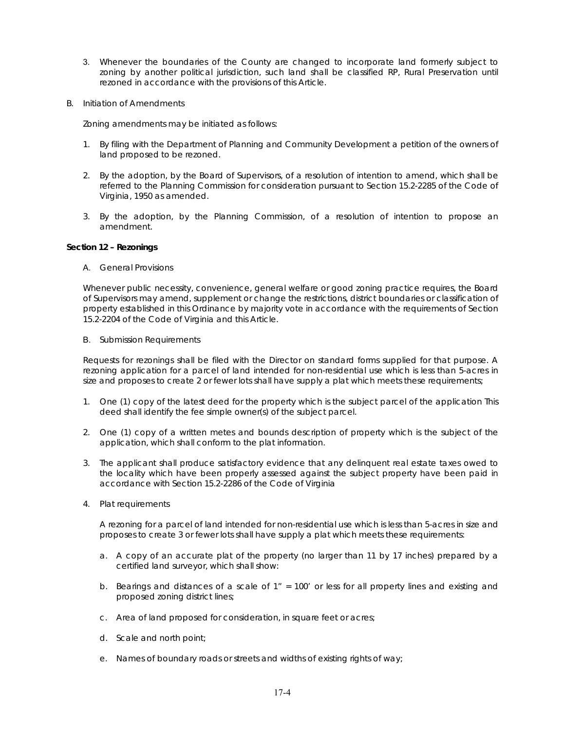3. Whenever the boundaries of the County are changed to incorporate land formerly subject to zoning by another political jurisdiction, such land shall be classified RP, Rural Preservation until rezoned in accordance with the provisions of this Article.

B. Initiation of Amendments

Zoning amendments may be initiated as follows:

1. By filing with the Department of Planning and Community Development a petition of the owners of land proposed to be rezoned.

2. By the adoption, by the Board of Supervisors, of a resolution of intention to amend, which shall be referred to the Planning Commission for consideration pursuant to Section 15.2-2285 of the Code of Virginia, 1950 as amended.

3. By the adoption, by the Planning Commission, of a resolution of intention to propose an amendment.

**Section 12 – Rezonings**

A. General Provisions

Whenever public necessity, convenience, general welfare or good zoning practice requires, the Board of Supervisors may amend, supplement or change the restrictions, district boundaries or classification of property established in this Ordinance by majority vote in accordance with the requirements of Section 15.2-2204 of the Code of Virginia and this Article.

B. Submission Requirements

Requests for rezonings shall be filed with the Director on standard forms supplied for that purpose. A rezoning application for a parcel of land intended for non-residential use which is less than 5-acres in size and proposes to create 2 or fewer lots shall have supply a plat which meets these requirements;

1. One (1) copy of the latest deed for the property which is the subject parcel of the application This deed shall identify the fee simple owner(s) of the subject parcel.

2. One (1) copy of a written metes and bounds description of property which is the subject of the application, which shall conform to the plat information.

3. The applicant shall produce satisfactory evidence that any delinquent real estate taxes owed to the locality which have been properly assessed against the subject property have been paid in accordance with Section 15.2-2286 of the Code of Virginia

4. Plat requirements

   A rezoning for a parcel of land intended for non-residential use which is less than 5-acres in size and proposes to create 3 or fewer lots shall have supply a plat which meets these requirements:

   a. A copy of an accurate plat of the property (no larger than 11 by 17 inches) prepared by a certified land surveyor, which shall show:

   b. Bearings and distances of a scale of 1" = 100' or less for all property lines and existing and proposed zoning district lines;

   c. Area of land proposed for consideration, in square feet or acres;

   d. Scale and north point;

   e. Names of boundary roads or streets and widths of existing rights of way;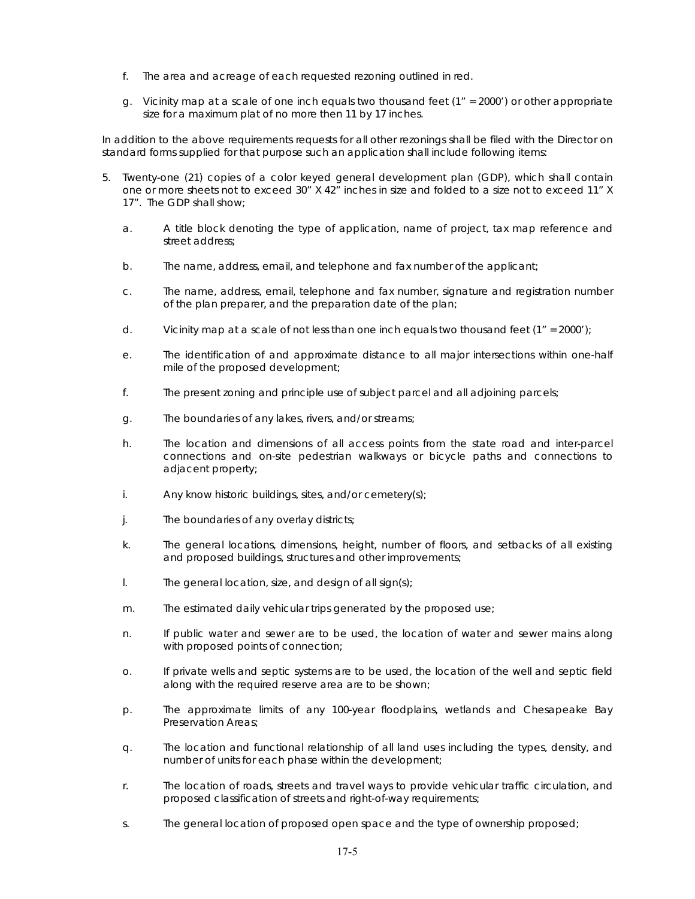f. The area and acreage of each requested rezoning outlined in red.

g. Vicinity map at a scale of one inch equals two thousand feet (1" = 2000') or other appropriate size for a maximum plat of no more then 11 by 17 inches.

In addition to the above requirements requests for all other rezonings shall be filed with the Director on standard forms supplied for that purpose such an application shall include following items:

5. Twenty-one (21) copies of a color keyed general development plan (GDP), which shall contain one or more sheets not to exceed 30" X 42" inches in size and folded to a size not to exceed 11" X 17". The GDP shall show;

   a. A title block denoting the type of application, name of project, tax map reference and street address;

   b. The name, address, email, and telephone and fax number of the applicant;

   c. The name, address, email, telephone and fax number, signature and registration number of the plan preparer, and the preparation date of the plan;

   d. Vicinity map at a scale of not less than one inch equals two thousand feet (1" = 2000');

   e. The identification of and approximate distance to all major intersections within one-half mile of the proposed development;

   f. The present zoning and principle use of subject parcel and all adjoining parcels;

   g. The boundaries of any lakes, rivers, and/or streams;

   h. The location and dimensions of all access points from the state road and inter-parcel connections and on-site pedestrian walkways or bicycle paths and connections to adjacent property;

   i. Any know historic buildings, sites, and/or cemetery(s);

   j. The boundaries of any overlay districts;

   k. The general locations, dimensions, height, number of floors, and setbacks of all existing and proposed buildings, structures and other improvements;

   l. The general location, size, and design of all sign(s);

   m. The estimated daily vehicular trips generated by the proposed use;

   n. If public water and sewer are to be used, the location of water and sewer mains along with proposed points of connection;

   o. If private wells and septic systems are to be used, the location of the well and septic field along with the required reserve area are to be shown;

   p. The approximate limits of any 100-year floodplains, wetlands and Chesapeake Bay Preservation Areas;

   q. The location and functional relationship of all land uses including the types, density, and number of units for each phase within the development;

   r. The location of roads, streets and travel ways to provide vehicular traffic circulation, and proposed classification of streets and right-of-way requirements;

   s. The general location of proposed open space and the type of ownership proposed;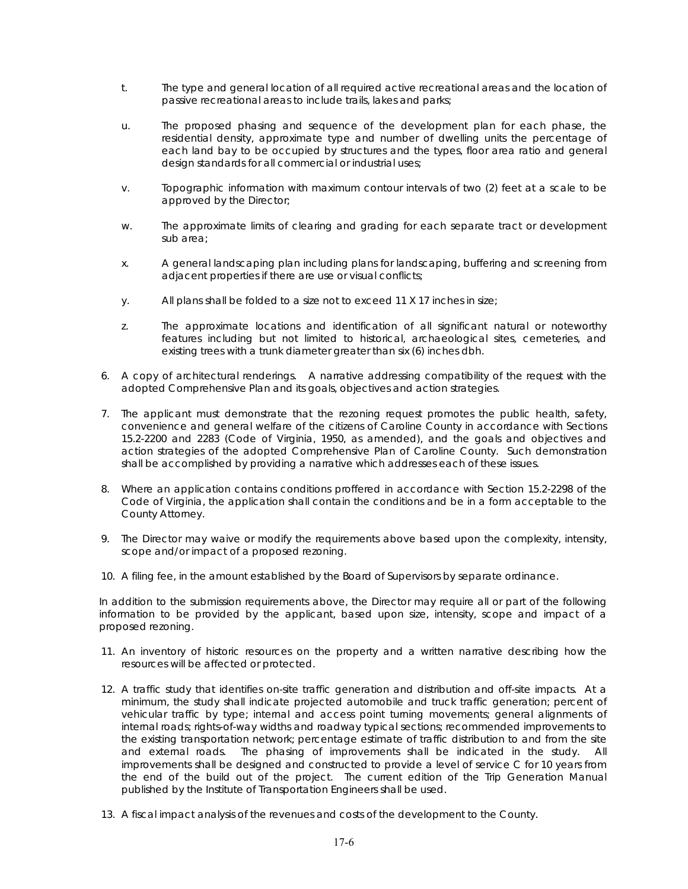t. The type and general location of all required active recreational areas and the location of passive recreational areas to include trails, lakes and parks;

u. The proposed phasing and sequence of the development plan for each phase, the residential density, approximate type and number of dwelling units the percentage of each land bay to be occupied by structures and the types, floor area ratio and general design standards for all commercial or industrial uses;

v. Topographic information with maximum contour intervals of two (2) feet at a scale to be approved by the Director;

w. The approximate limits of clearing and grading for each separate tract or development sub area;

x. A general landscaping plan including plans for landscaping, buffering and screening from adjacent properties if there are use or visual conflicts;

y. All plans shall be folded to a size not to exceed 11 X 17 inches in size;

z. The approximate locations and identification of all significant natural or noteworthy features including but not limited to historical, archaeological sites, cemeteries, and existing trees with a trunk diameter greater than six (6) inches dbh.

6. A copy of architectural renderings. A narrative addressing compatibility of the request with the adopted Comprehensive Plan and its goals, objectives and action strategies.

7. The applicant must demonstrate that the rezoning request promotes the public health, safety, convenience and general welfare of the citizens of Caroline County in accordance with Sections 15.2-2200 and 2283 (Code of Virginia, 1950, as amended), and the goals and objectives and action strategies of the adopted Comprehensive Plan of Caroline County. Such demonstration shall be accomplished by providing a narrative which addresses each of these issues.

8. Where an application contains conditions proffered in accordance with Section 15.2-2298 of the Code of Virginia, the application shall contain the conditions and be in a form acceptable to the County Attorney.

9. The Director may waive or modify the requirements above based upon the complexity, intensity, scope and/or impact of a proposed rezoning.

10. A filing fee, in the amount established by the Board of Supervisors by separate ordinance.

In addition to the submission requirements above, the Director may require all or part of the following information to be provided by the applicant, based upon size, intensity, scope and impact of a proposed rezoning.

11. An inventory of historic resources on the property and a written narrative describing how the resources will be affected or protected.

12. A traffic study that identifies on-site traffic generation and distribution and off-site impacts. At a minimum, the study shall indicate projected automobile and truck traffic generation; percent of vehicular traffic by type; internal and access point turning movements; general alignments of internal roads; rights-of-way widths and roadway typical sections; recommended improvements to the existing transportation network; percentage estimate of traffic distribution to and from the site and external roads. The phasing of improvements shall be indicated in the study. All improvements shall be designed and constructed to provide a level of service C for 10 years from the end of the build out of the project. The current edition of the Trip Generation Manual published by the Institute of Transportation Engineers shall be used.

13. A fiscal impact analysis of the revenues and costs of the development to the County.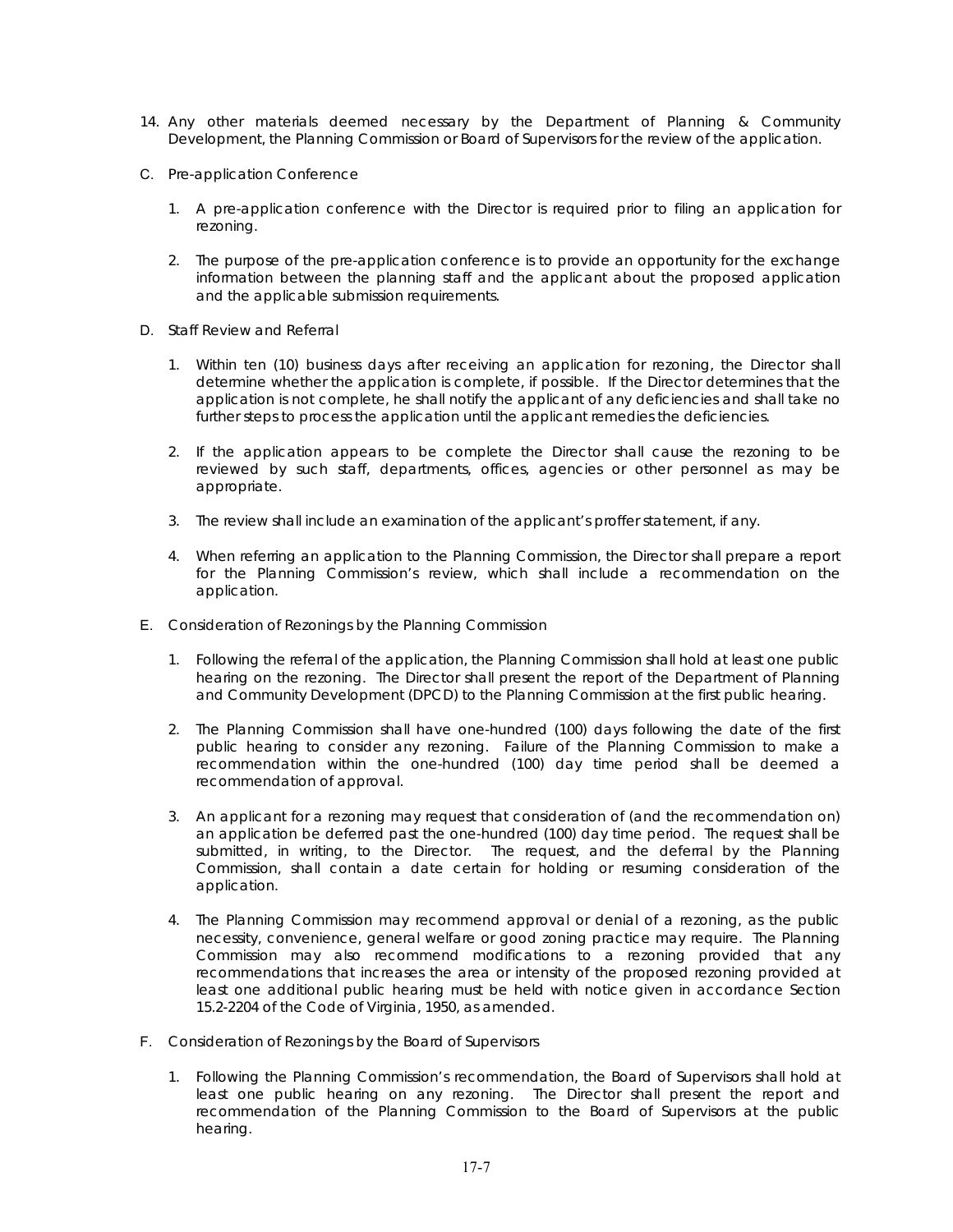14. Any other materials deemed necessary by the Department of Planning & Community Development, the Planning Commission or Board of Supervisors for the review of the application.

C. Pre-application Conference

   1. A pre-application conference with the Director is required prior to filing an application for rezoning.

   2. The purpose of the pre-application conference is to provide an opportunity for the exchange information between the planning staff and the applicant about the proposed application and the applicable submission requirements.

D. Staff Review and Referral

   1. Within ten (10) business days after receiving an application for rezoning, the Director shall determine whether the application is complete, if possible. If the Director determines that the application is not complete, he shall notify the applicant of any deficiencies and shall take no further steps to process the application until the applicant remedies the deficiencies.

   2. If the application appears to be complete the Director shall cause the rezoning to be reviewed by such staff, departments, offices, agencies or other personnel as may be appropriate.

   3. The review shall include an examination of the applicant's proffer statement, if any.

   4. When referring an application to the Planning Commission, the Director shall prepare a report for the Planning Commission's review, which shall include a recommendation on the application.

E. Consideration of Rezonings by the Planning Commission

   1. Following the referral of the application, the Planning Commission shall hold at least one public hearing on the rezoning. The Director shall present the report of the Department of Planning and Community Development (DPCD) to the Planning Commission at the first public hearing.

   2. The Planning Commission shall have one-hundred (100) days following the date of the first public hearing to consider any rezoning. Failure of the Planning Commission to make a recommendation within the one-hundred (100) day time period shall be deemed a recommendation of approval.

   3. An applicant for a rezoning may request that consideration of (and the recommendation on) an application be deferred past the one-hundred (100) day time period. The request shall be submitted, in writing, to the Director. The request, and the deferral by the Planning Commission, shall contain a date certain for holding or resuming consideration of the application.

   4. The Planning Commission may recommend approval or denial of a rezoning, as the public necessity, convenience, general welfare or good zoning practice may require. The Planning Commission may also recommend modifications to a rezoning provided that any recommendations that increases the area or intensity of the proposed rezoning provided at least one additional public hearing must be held with notice given in accordance Section 15.2-2204 of the Code of Virginia, 1950, as amended.

F. Consideration of Rezonings by the Board of Supervisors

   1. Following the Planning Commission's recommendation, the Board of Supervisors shall hold at least one public hearing on any rezoning. The Director shall present the report and recommendation of the Planning Commission to the Board of Supervisors at the public hearing.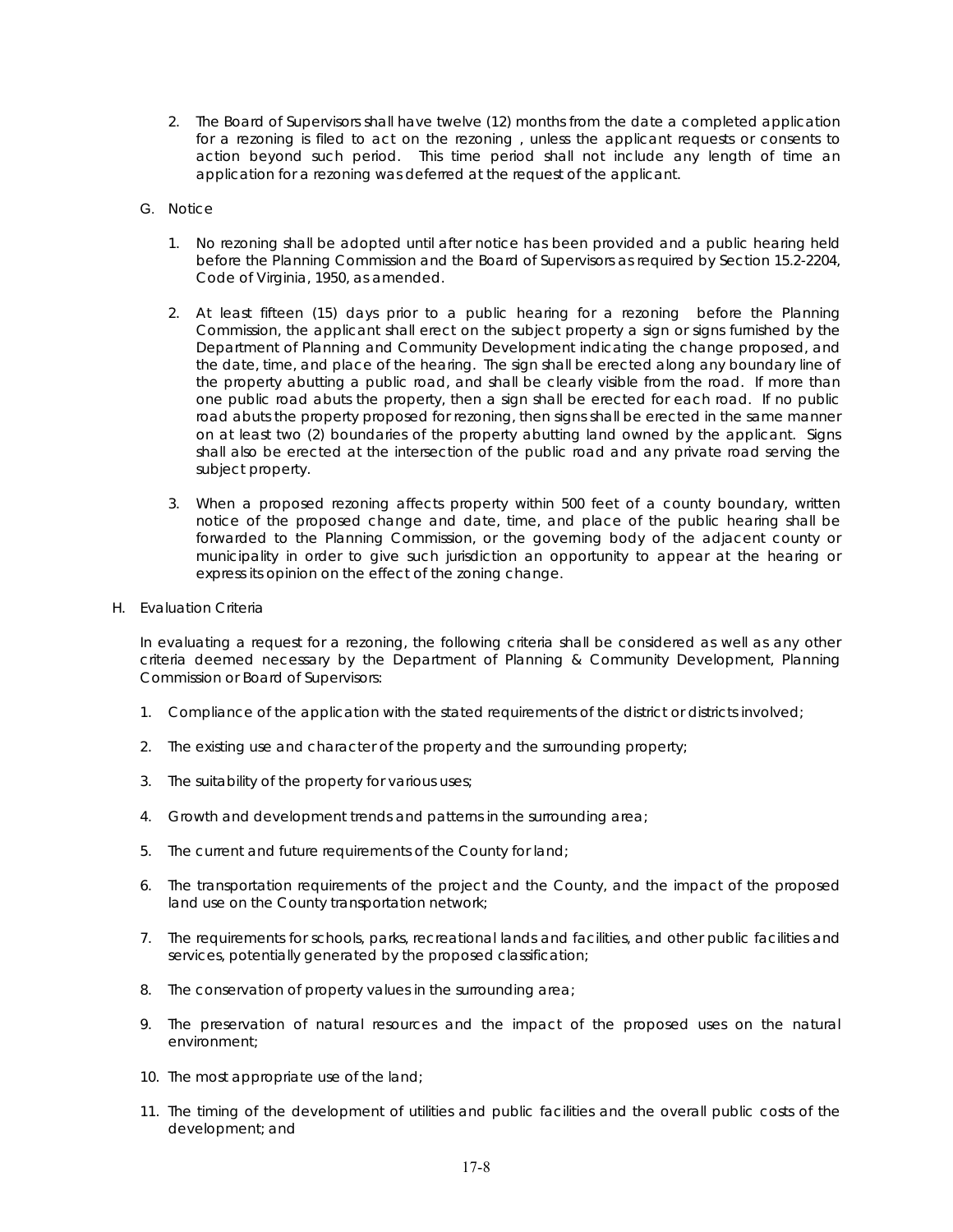2. The Board of Supervisors shall have twelve (12) months from the date a completed application for a rezoning is filed to act on the rezoning , unless the applicant requests or consents to action beyond such period. This time period shall not include any length of time an application for a rezoning was deferred at the request of the applicant.

G. Notice

1. No rezoning shall be adopted until after notice has been provided and a public hearing held before the Planning Commission and the Board of Supervisors as required by Section 15.2-2204, Code of Virginia, 1950, as amended.

2. At least fifteen (15) days prior to a public hearing for a rezoning before the Planning Commission, the applicant shall erect on the subject property a sign or signs furnished by the Department of Planning and Community Development indicating the change proposed, and the date, time, and place of the hearing. The sign shall be erected along any boundary line of the property abutting a public road, and shall be clearly visible from the road. If more than one public road abuts the property, then a sign shall be erected for each road. If no public road abuts the property proposed for rezoning, then signs shall be erected in the same manner on at least two (2) boundaries of the property abutting land owned by the applicant. Signs shall also be erected at the intersection of the public road and any private road serving the subject property.

3. When a proposed rezoning affects property within 500 feet of a county boundary, written notice of the proposed change and date, time, and place of the public hearing shall be forwarded to the Planning Commission, or the governing body of the adjacent county or municipality in order to give such jurisdiction an opportunity to appear at the hearing or express its opinion on the effect of the zoning change.

H. Evaluation Criteria

In evaluating a request for a rezoning, the following criteria shall be considered as well as any other criteria deemed necessary by the Department of Planning & Community Development, Planning Commission or Board of Supervisors:

1. Compliance of the application with the stated requirements of the district or districts involved;

2. The existing use and character of the property and the surrounding property;

3. The suitability of the property for various uses;

4. Growth and development trends and patterns in the surrounding area;

5. The current and future requirements of the County for land;

6. The transportation requirements of the project and the County, and the impact of the proposed land use on the County transportation network;

7. The requirements for schools, parks, recreational lands and facilities, and other public facilities and services, potentially generated by the proposed classification;

8. The conservation of property values in the surrounding area;

9. The preservation of natural resources and the impact of the proposed uses on the natural environment;

10. The most appropriate use of the land;

11. The timing of the development of utilities and public facilities and the overall public costs of the development; and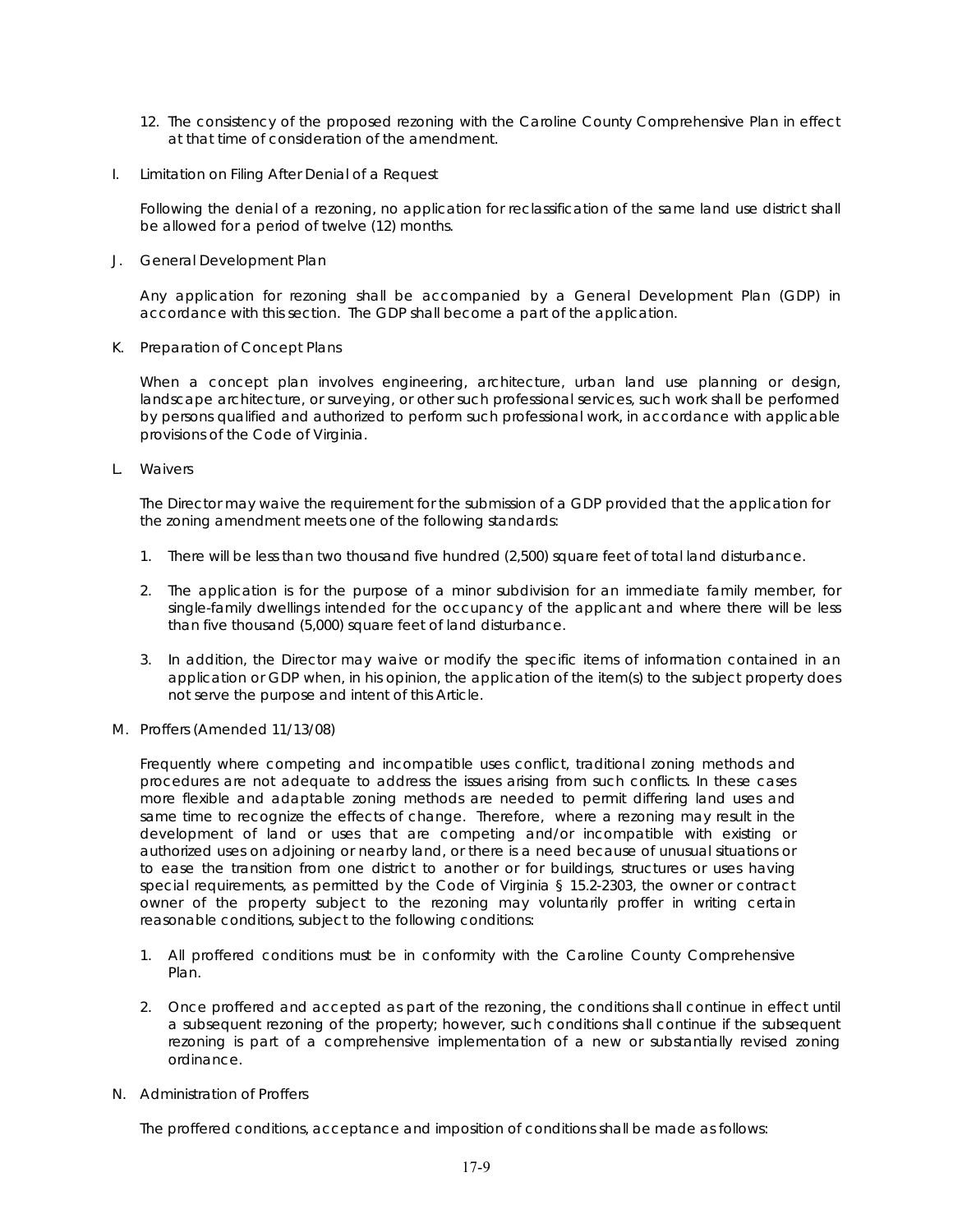12. The consistency of the proposed rezoning with the Caroline County Comprehensive Plan in effect at that time of consideration of the amendment.

I. Limitation on Filing After Denial of a Request

Following the denial of a rezoning, no application for reclassification of the same land use district shall be allowed for a period of twelve (12) months.

J. General Development Plan

Any application for rezoning shall be accompanied by a General Development Plan (GDP) in accordance with this section. The GDP shall become a part of the application.

K. Preparation of Concept Plans

When a concept plan involves engineering, architecture, urban land use planning or design, landscape architecture, or surveying, or other such professional services, such work shall be performed by persons qualified and authorized to perform such professional work, in accordance with applicable provisions of the Code of Virginia.

L. Waivers

The Director may waive the requirement for the submission of a GDP provided that the application for the zoning amendment meets one of the following standards:

1. There will be less than two thousand five hundred (2,500) square feet of total land disturbance.

2. The application is for the purpose of a minor subdivision for an immediate family member, for single-family dwellings intended for the occupancy of the applicant and where there will be less than five thousand (5,000) square feet of land disturbance.

3. In addition, the Director may waive or modify the specific items of information contained in an application or GDP when, in his opinion, the application of the item(s) to the subject property does not serve the purpose and intent of this Article.

M. Proffers (Amended 11/13/08)

Frequently where competing and incompatible uses conflict, traditional zoning methods and procedures are not adequate to address the issues arising from such conflicts. In these cases more flexible and adaptable zoning methods are needed to permit differing land uses and same time to recognize the effects of change. Therefore, where a rezoning may result in the development of land or uses that are competing and/or incompatible with existing or authorized uses on adjoining or nearby land, or there is a need because of unusual situations or to ease the transition from one district to another or for buildings, structures or uses having special requirements, as permitted by the Code of Virginia § 15.2-2303, the owner or contract owner of the property subject to the rezoning may voluntarily proffer in writing certain reasonable conditions, subject to the following conditions:

1. All proffered conditions must be in conformity with the Caroline County Comprehensive Plan.

2. Once proffered and accepted as part of the rezoning, the conditions shall continue in effect until a subsequent rezoning of the property; however, such conditions shall continue if the subsequent rezoning is part of a comprehensive implementation of a new or substantially revised zoning ordinance.

N. Administration of Proffers

The proffered conditions, acceptance and imposition of conditions shall be made as follows: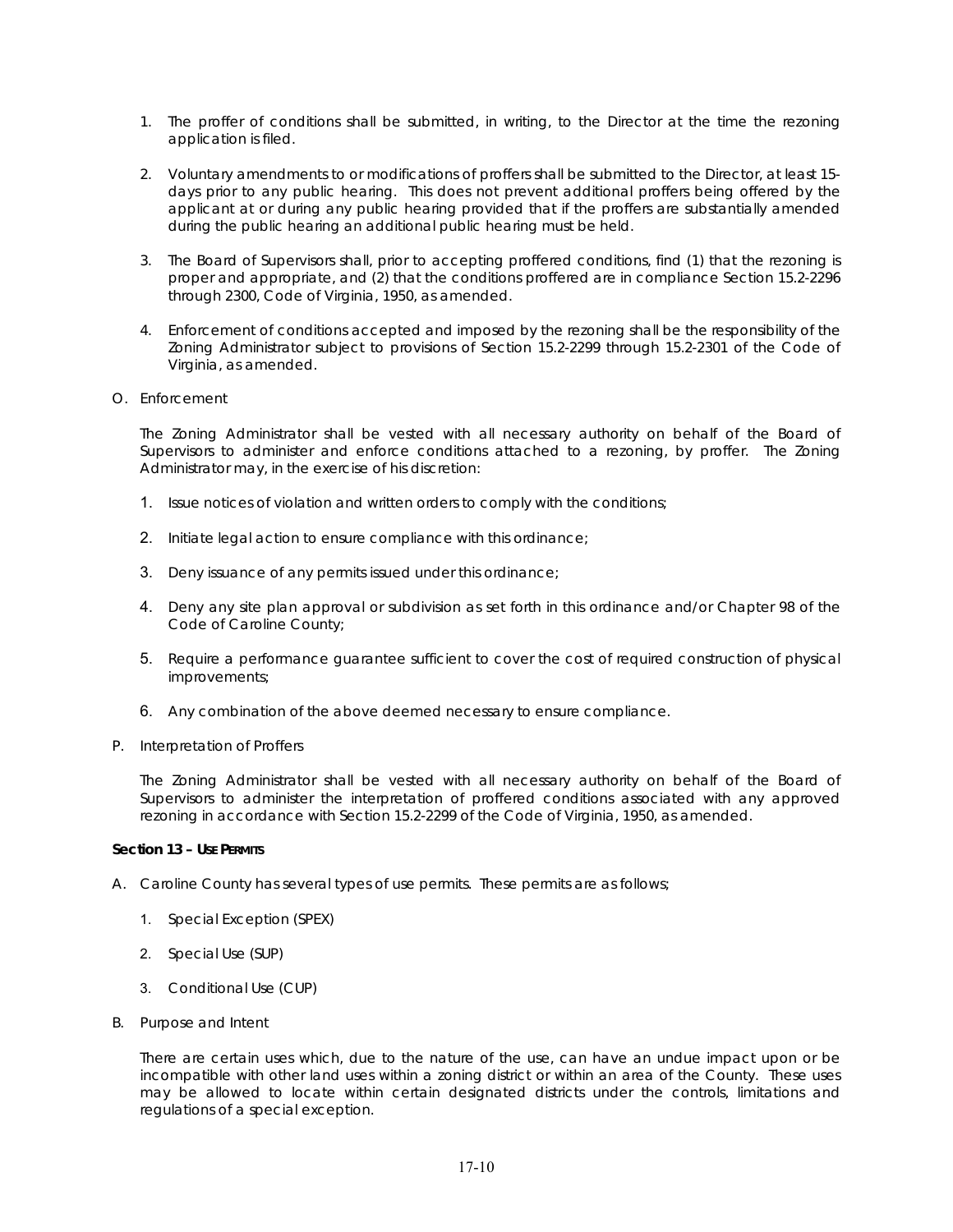1. The proffer of conditions shall be submitted, in writing, to the Director at the time the rezoning application is filed.

2. Voluntary amendments to or modifications of proffers shall be submitted to the Director, at least 15-days prior to any public hearing. This does not prevent additional proffers being offered by the applicant at or during any public hearing provided that if the proffers are substantially amended during the public hearing an additional public hearing must be held.

3. The Board of Supervisors shall, prior to accepting proffered conditions, find (1) that the rezoning is proper and appropriate, and (2) that the conditions proffered are in compliance Section 15.2-2296 through 2300, Code of Virginia, 1950, as amended.

4. Enforcement of conditions accepted and imposed by the rezoning shall be the responsibility of the Zoning Administrator subject to provisions of Section 15.2-2299 through 15.2-2301 of the Code of Virginia, as amended.

O. Enforcement

The Zoning Administrator shall be vested with all necessary authority on behalf of the Board of Supervisors to administer and enforce conditions attached to a rezoning, by proffer. The Zoning Administrator may, in the exercise of his discretion:

1. Issue notices of violation and written orders to comply with the conditions;

2. Initiate legal action to ensure compliance with this ordinance;

3. Deny issuance of any permits issued under this ordinance;

4. Deny any site plan approval or subdivision as set forth in this ordinance and/or Chapter 98 of the Code of Caroline County;

5. Require a performance guarantee sufficient to cover the cost of required construction of physical improvements;

6. Any combination of the above deemed necessary to ensure compliance.

P. Interpretation of Proffers

The Zoning Administrator shall be vested with all necessary authority on behalf of the Board of Supervisors to administer the interpretation of proffered conditions associated with any approved rezoning in accordance with Section 15.2-2299 of the Code of Virginia, 1950, as amended.

**Section 13 – USE PERMITS**

A. Caroline County has several types of use permits. These permits are as follows;

1. Special Exception (SPEX)

2. Special Use (SUP)

3. Conditional Use (CUP)

B. Purpose and Intent

There are certain uses which, due to the nature of the use, can have an undue impact upon or be incompatible with other land uses within a zoning district or within an area of the County. These uses may be allowed to locate within certain designated districts under the controls, limitations and regulations of a special exception.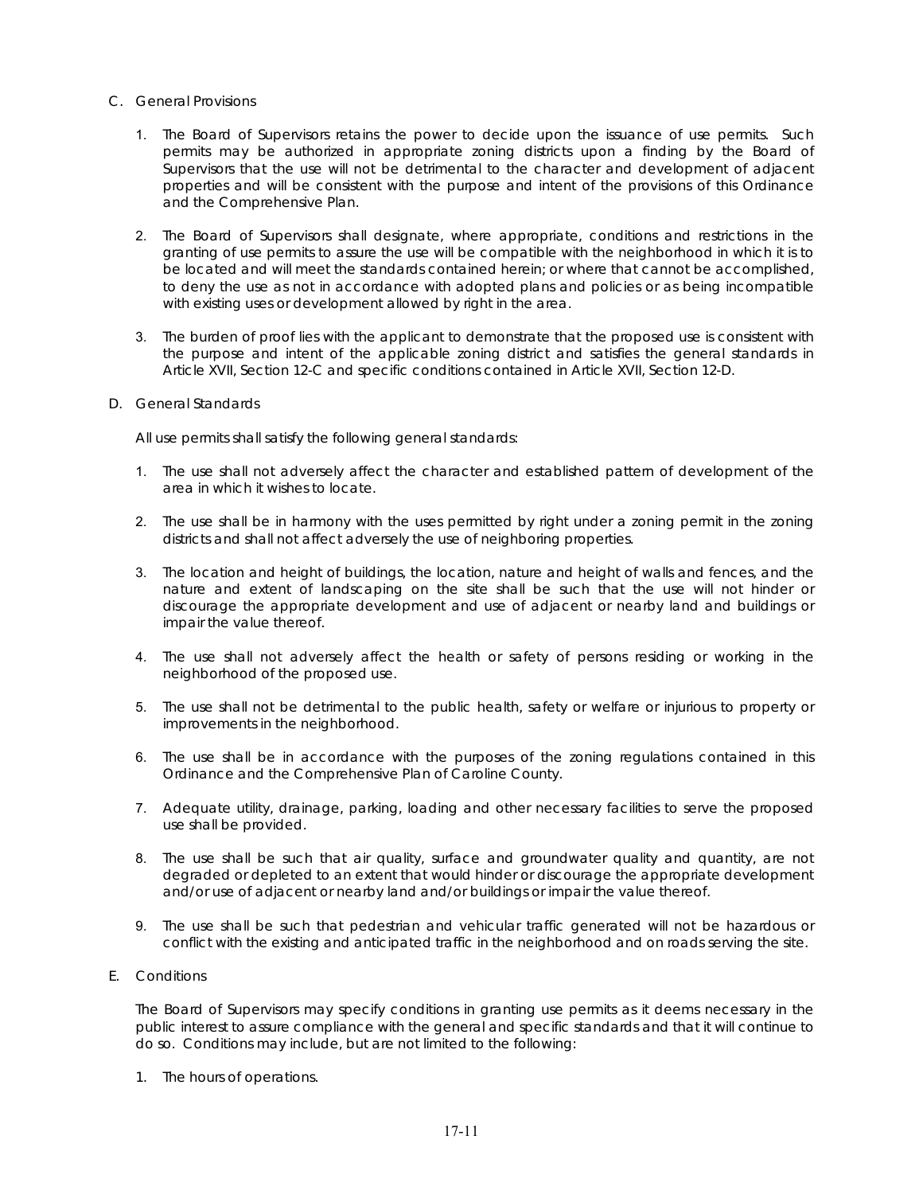C. General Provisions

1. The Board of Supervisors retains the power to decide upon the issuance of use permits. Such permits may be authorized in appropriate zoning districts upon a finding by the Board of Supervisors that the use will not be detrimental to the character and development of adjacent properties and will be consistent with the purpose and intent of the provisions of this Ordinance and the Comprehensive Plan.

2. The Board of Supervisors shall designate, where appropriate, conditions and restrictions in the granting of use permits to assure the use will be compatible with the neighborhood in which it is to be located and will meet the standards contained herein; or where that cannot be accomplished, to deny the use as not in accordance with adopted plans and policies or as being incompatible with existing uses or development allowed by right in the area.

3. The burden of proof lies with the applicant to demonstrate that the proposed use is consistent with the purpose and intent of the applicable zoning district and satisfies the general standards in Article XVII, Section 12-C and specific conditions contained in Article XVII, Section 12-D.

D. General Standards

All use permits shall satisfy the following general standards:

1. The use shall not adversely affect the character and established pattern of development of the area in which it wishes to locate.

2. The use shall be in harmony with the uses permitted by right under a zoning permit in the zoning districts and shall not affect adversely the use of neighboring properties.

3. The location and height of buildings, the location, nature and height of walls and fences, and the nature and extent of landscaping on the site shall be such that the use will not hinder or discourage the appropriate development and use of adjacent or nearby land and buildings or impair the value thereof.

4. The use shall not adversely affect the health or safety of persons residing or working in the neighborhood of the proposed use.

5. The use shall not be detrimental to the public health, safety or welfare or injurious to property or improvements in the neighborhood.

6. The use shall be in accordance with the purposes of the zoning regulations contained in this Ordinance and the Comprehensive Plan of Caroline County.

7. Adequate utility, drainage, parking, loading and other necessary facilities to serve the proposed use shall be provided.

8. The use shall be such that air quality, surface and groundwater quality and quantity, are not degraded or depleted to an extent that would hinder or discourage the appropriate development and/or use of adjacent or nearby land and/or buildings or impair the value thereof.

9. The use shall be such that pedestrian and vehicular traffic generated will not be hazardous or conflict with the existing and anticipated traffic in the neighborhood and on roads serving the site.

E. Conditions

The Board of Supervisors may specify conditions in granting use permits as it deems necessary in the public interest to assure compliance with the general and specific standards and that it will continue to do so. Conditions may include, but are not limited to the following:

1. The hours of operations.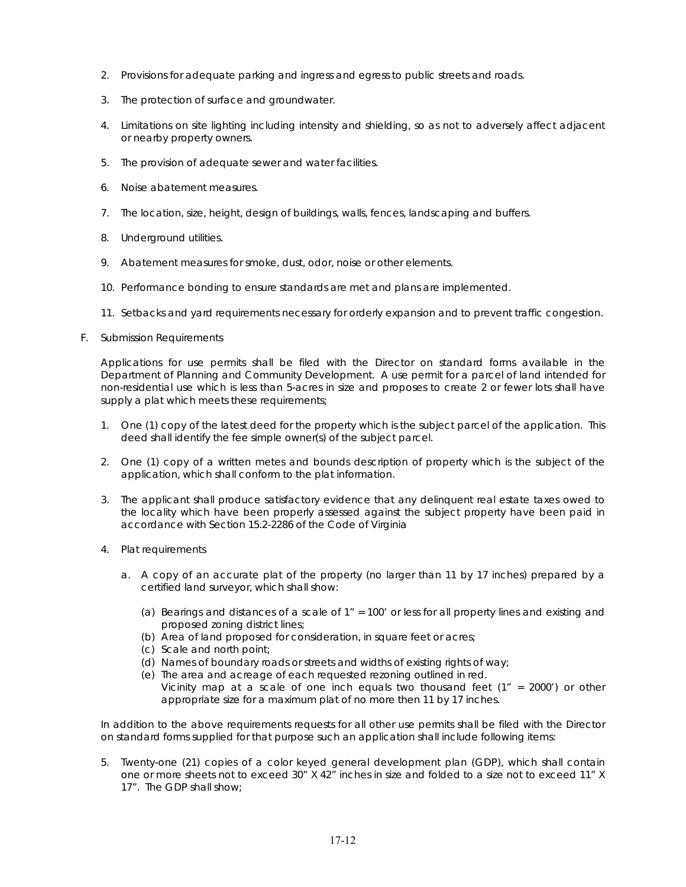2. Provisions for adequate parking and ingress and egress to public streets and roads.

3. The protection of surface and groundwater.

4. Limitations on site lighting including intensity and shielding, so as not to adversely affect adjacent or nearby property owners.

5. The provision of adequate sewer and water facilities.

6. Noise abatement measures.

7. The location, size, height, design of buildings, walls, fences, landscaping and buffers.

8. Underground utilities.

9. Abatement measures for smoke, dust, odor, noise or other elements.

10. Performance bonding to ensure standards are met and plans are implemented.

11. Setbacks and yard requirements necessary for orderly expansion and to prevent traffic congestion.

F. Submission Requirements

Applications for use permits shall be filed with the Director on standard forms available in the Department of Planning and Community Development. A use permit for a parcel of land intended for non-residential use which is less than 5-acres in size and proposes to create 2 or fewer lots shall have supply a plat which meets these requirements;

1. One (1) copy of the latest deed for the property which is the subject parcel of the application. This deed shall identify the fee simple owner(s) of the subject parcel.

2. One (1) copy of a written metes and bounds description of property which is the subject of the application, which shall conform to the plat information.

3. The applicant shall produce satisfactory evidence that any delinquent real estate taxes owed to the locality which have been properly assessed against the subject property have been paid in accordance with Section 15.2-2286 of the Code of Virginia

4. Plat requirements

   a. A copy of an accurate plat of the property (no larger than 11 by 17 inches) prepared by a certified land surveyor, which shall show:

      (a) Bearings and distances of a scale of 1" = 100' or less for all property lines and existing and proposed zoning district lines;
      (b) Area of land proposed for consideration, in square feet or acres;
      (c) Scale and north point;
      (d) Names of boundary roads or streets and widths of existing rights of way;
      (e) The area and acreage of each requested rezoning outlined in red.
      Vicinity map at a scale of one inch equals two thousand feet (1" = 2000') or other appropriate size for a maximum plat of no more then 11 by 17 inches.

In addition to the above requirements requests for all other use permits shall be filed with the Director on standard forms supplied for that purpose such an application shall include following items:

5. Twenty-one (21) copies of a color keyed general development plan (GDP), which shall contain one or more sheets not to exceed 30" X 42" inches in size and folded to a size not to exceed 11" X 17". The GDP shall show;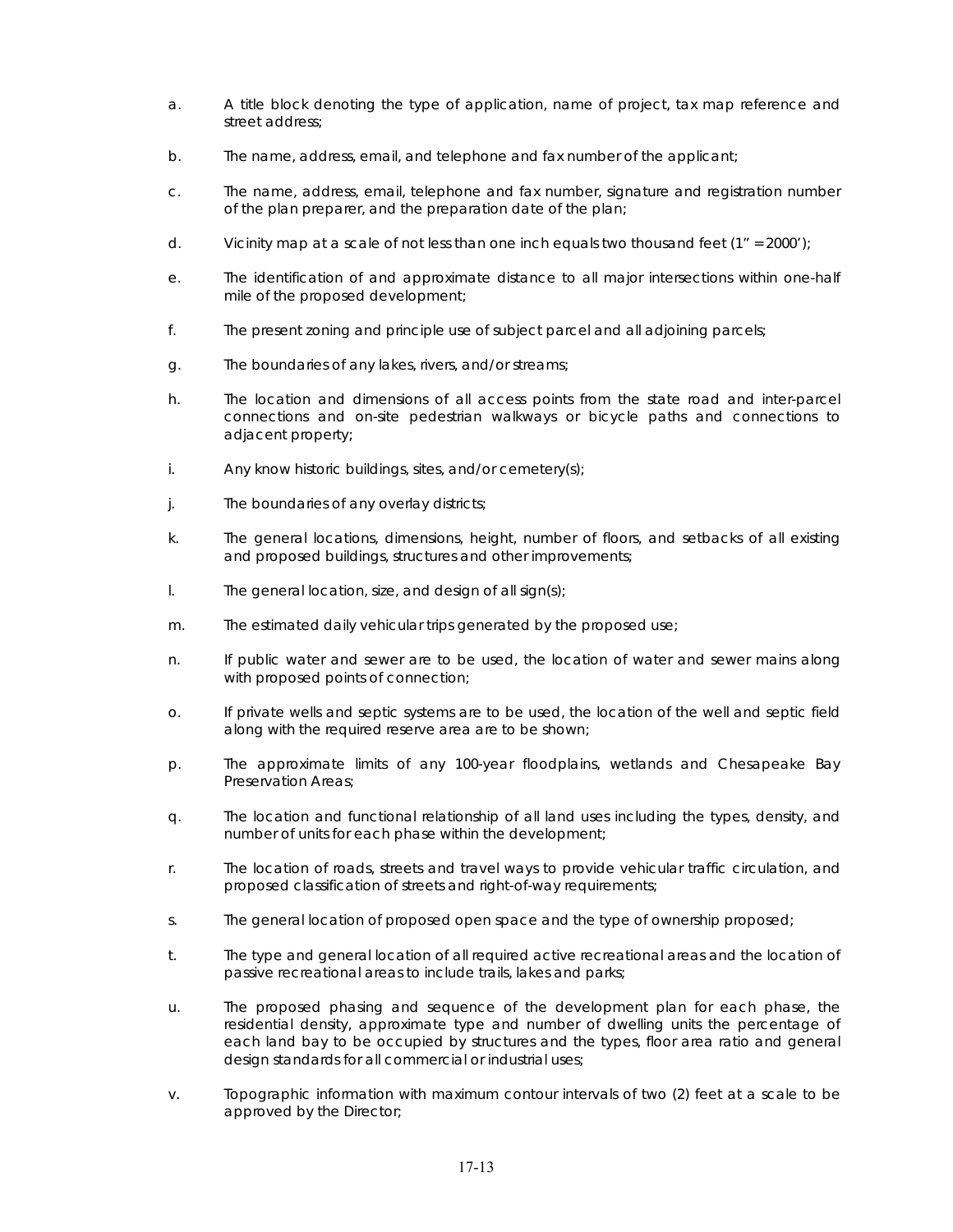a. A title block denoting the type of application, name of project, tax map reference and street address;

b. The name, address, email, and telephone and fax number of the applicant;

c. The name, address, email, telephone and fax number, signature and registration number of the plan preparer, and the preparation date of the plan;

d. Vicinity map at a scale of not less than one inch equals two thousand feet (1" = 2000');

e. The identification of and approximate distance to all major intersections within one-half mile of the proposed development;

f. The present zoning and principle use of subject parcel and all adjoining parcels;

g. The boundaries of any lakes, rivers, and/or streams;

h. The location and dimensions of all access points from the state road and inter-parcel connections and on-site pedestrian walkways or bicycle paths and connections to adjacent property;

i. Any know historic buildings, sites, and/or cemetery(s);

j. The boundaries of any overlay districts;

k. The general locations, dimensions, height, number of floors, and setbacks of all existing and proposed buildings, structures and other improvements;

l. The general location, size, and design of all sign(s);

m. The estimated daily vehicular trips generated by the proposed use;

n. If public water and sewer are to be used, the location of water and sewer mains along with proposed points of connection;

o. If private wells and septic systems are to be used, the location of the well and septic field along with the required reserve area are to be shown;

p. The approximate limits of any 100-year floodplains, wetlands and Chesapeake Bay Preservation Areas;

q. The location and functional relationship of all land uses including the types, density, and number of units for each phase within the development;

r. The location of roads, streets and travel ways to provide vehicular traffic circulation, and proposed classification of streets and right-of-way requirements;

s. The general location of proposed open space and the type of ownership proposed;

t. The type and general location of all required active recreational areas and the location of passive recreational areas to include trails, lakes and parks;

u. The proposed phasing and sequence of the development plan for each phase, the residential density, approximate type and number of dwelling units the percentage of each land bay to be occupied by structures and the types, floor area ratio and general design standards for all commercial or industrial uses;

v. Topographic information with maximum contour intervals of two (2) feet at a scale to be approved by the Director;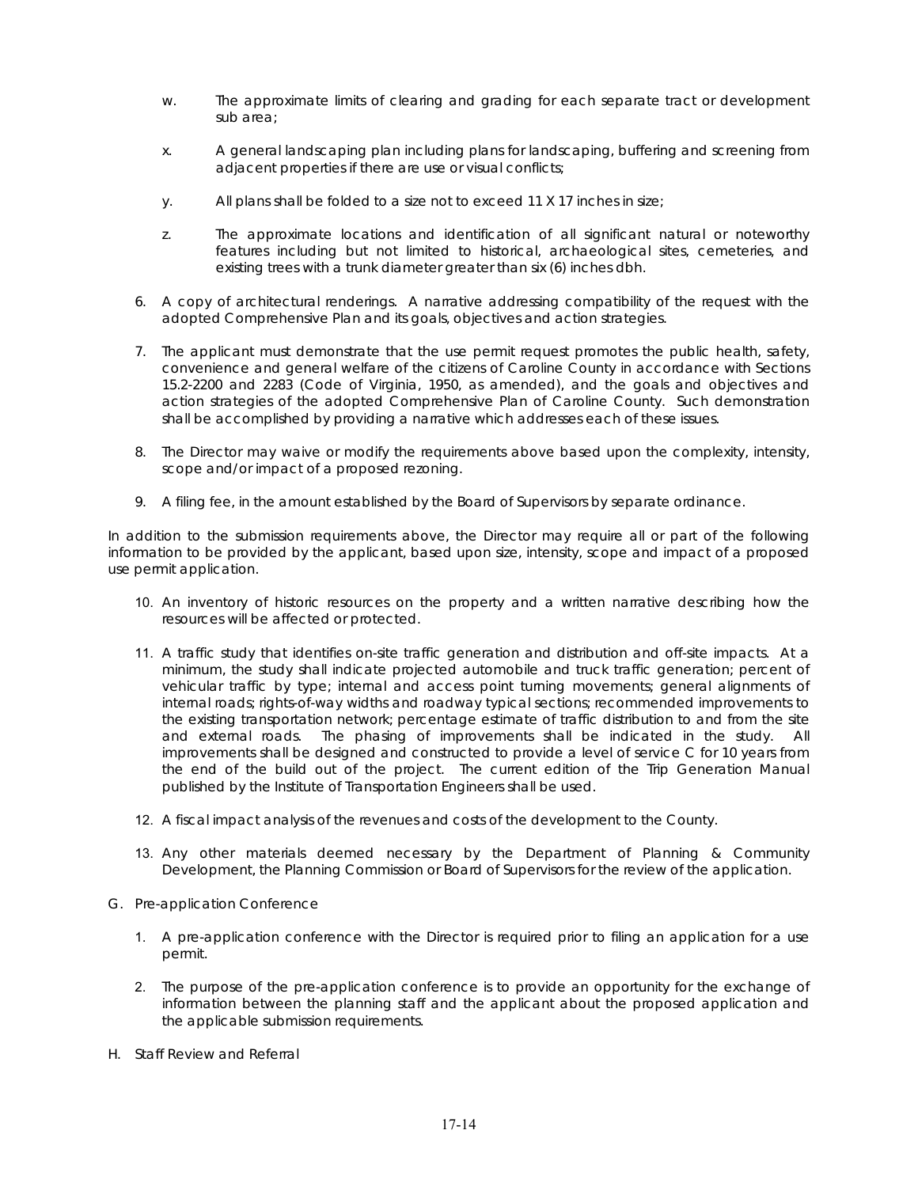w. The approximate limits of clearing and grading for each separate tract or development sub area;

x. A general landscaping plan including plans for landscaping, buffering and screening from adjacent properties if there are use or visual conflicts;

y. All plans shall be folded to a size not to exceed 11 X 17 inches in size;

z. The approximate locations and identification of all significant natural or noteworthy features including but not limited to historical, archaeological sites, cemeteries, and existing trees with a trunk diameter greater than six (6) inches dbh.

6. A copy of architectural renderings. A narrative addressing compatibility of the request with the adopted Comprehensive Plan and its goals, objectives and action strategies.

7. The applicant must demonstrate that the use permit request promotes the public health, safety, convenience and general welfare of the citizens of Caroline County in accordance with Sections 15.2-2200 and 2283 (Code of Virginia, 1950, as amended), and the goals and objectives and action strategies of the adopted Comprehensive Plan of Caroline County. Such demonstration shall be accomplished by providing a narrative which addresses each of these issues.

8. The Director may waive or modify the requirements above based upon the complexity, intensity, scope and/or impact of a proposed rezoning.

9. A filing fee, in the amount established by the Board of Supervisors by separate ordinance.

In addition to the submission requirements above, the Director may require all or part of the following information to be provided by the applicant, based upon size, intensity, scope and impact of a proposed use permit application.

10. An inventory of historic resources on the property and a written narrative describing how the resources will be affected or protected.

11. A traffic study that identifies on-site traffic generation and distribution and off-site impacts. At a minimum, the study shall indicate projected automobile and truck traffic generation; percent of vehicular traffic by type; internal and access point turning movements; general alignments of internal roads; rights-of-way widths and roadway typical sections; recommended improvements to the existing transportation network; percentage estimate of traffic distribution to and from the site and external roads. The phasing of improvements shall be indicated in the study. All improvements shall be designed and constructed to provide a level of service C for 10 years from the end of the build out of the project. The current edition of the Trip Generation Manual published by the Institute of Transportation Engineers shall be used.

12. A fiscal impact analysis of the revenues and costs of the development to the County.

13. Any other materials deemed necessary by the Department of Planning & Community Development, the Planning Commission or Board of Supervisors for the review of the application.

G. Pre-application Conference

1. A pre-application conference with the Director is required prior to filing an application for a use permit.

2. The purpose of the pre-application conference is to provide an opportunity for the exchange of information between the planning staff and the applicant about the proposed application and the applicable submission requirements.

H. Staff Review and Referral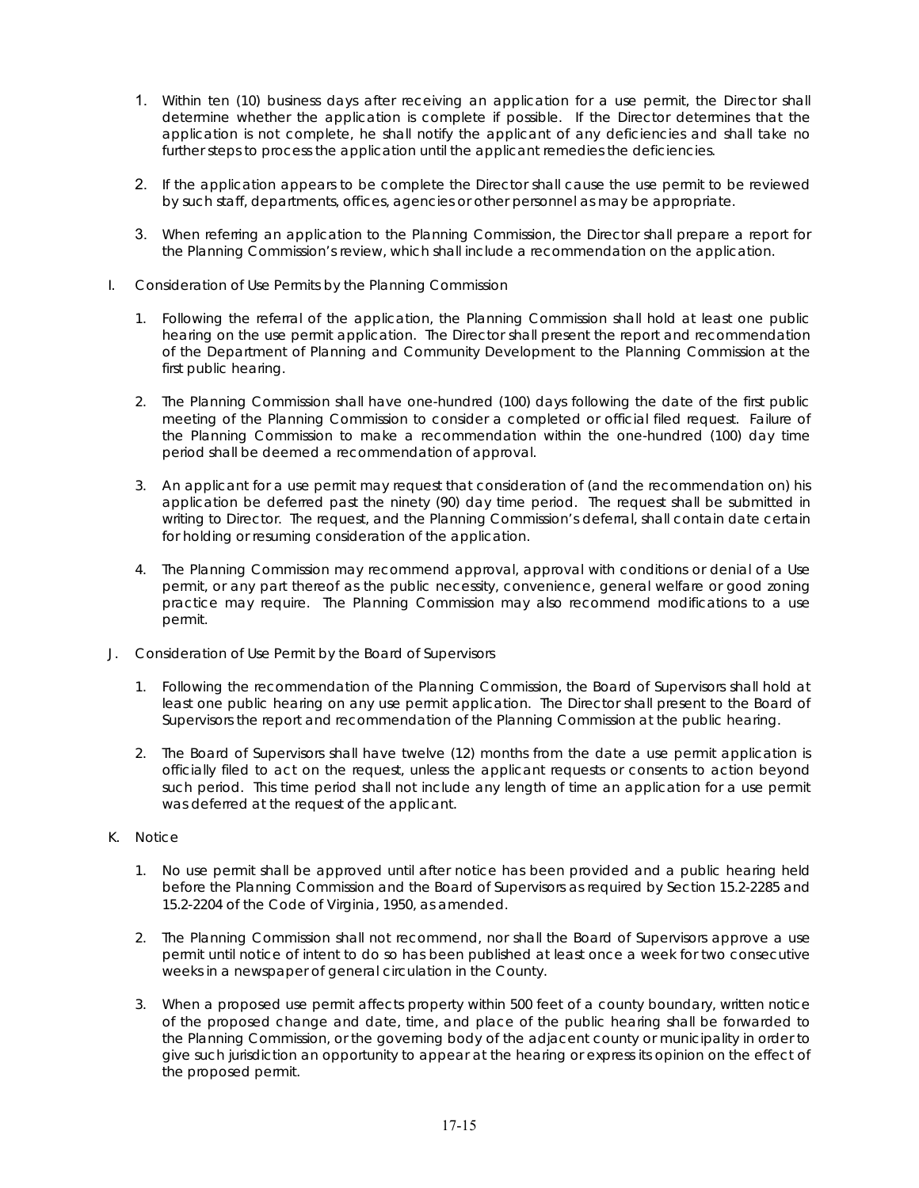1. Within ten (10) business days after receiving an application for a use permit, the Director shall determine whether the application is complete if possible. If the Director determines that the application is not complete, he shall notify the applicant of any deficiencies and shall take no further steps to process the application until the applicant remedies the deficiencies.

2. If the application appears to be complete the Director shall cause the use permit to be reviewed by such staff, departments, offices, agencies or other personnel as may be appropriate.

3. When referring an application to the Planning Commission, the Director shall prepare a report for the Planning Commission's review, which shall include a recommendation on the application.

I. Consideration of Use Permits by the Planning Commission

   1. Following the referral of the application, the Planning Commission shall hold at least one public hearing on the use permit application. The Director shall present the report and recommendation of the Department of Planning and Community Development to the Planning Commission at the first public hearing.

   2. The Planning Commission shall have one-hundred (100) days following the date of the first public meeting of the Planning Commission to consider a completed or official filed request. Failure of the Planning Commission to make a recommendation within the one-hundred (100) day time period shall be deemed a recommendation of approval.

   3. An applicant for a use permit may request that consideration of (and the recommendation on) his application be deferred past the ninety (90) day time period. The request shall be submitted in writing to Director. The request, and the Planning Commission's deferral, shall contain date certain for holding or resuming consideration of the application.

   4. The Planning Commission may recommend approval, approval with conditions or denial of a Use permit, or any part thereof as the public necessity, convenience, general welfare or good zoning practice may require. The Planning Commission may also recommend modifications to a use permit.

J. Consideration of Use Permit by the Board of Supervisors

   1. Following the recommendation of the Planning Commission, the Board of Supervisors shall hold at least one public hearing on any use permit application. The Director shall present to the Board of Supervisors the report and recommendation of the Planning Commission at the public hearing.

   2. The Board of Supervisors shall have twelve (12) months from the date a use permit application is officially filed to act on the request, unless the applicant requests or consents to action beyond such period. This time period shall not include any length of time an application for a use permit was deferred at the request of the applicant.

K. Notice

   1. No use permit shall be approved until after notice has been provided and a public hearing held before the Planning Commission and the Board of Supervisors as required by Section 15.2-2285 and 15.2-2204 of the Code of Virginia, 1950, as amended.

   2. The Planning Commission shall not recommend, nor shall the Board of Supervisors approve a use permit until notice of intent to do so has been published at least once a week for two consecutive weeks in a newspaper of general circulation in the County.

   3. When a proposed use permit affects property within 500 feet of a county boundary, written notice of the proposed change and date, time, and place of the public hearing shall be forwarded to the Planning Commission, or the governing body of the adjacent county or municipality in order to give such jurisdiction an opportunity to appear at the hearing or express its opinion on the effect of the proposed permit.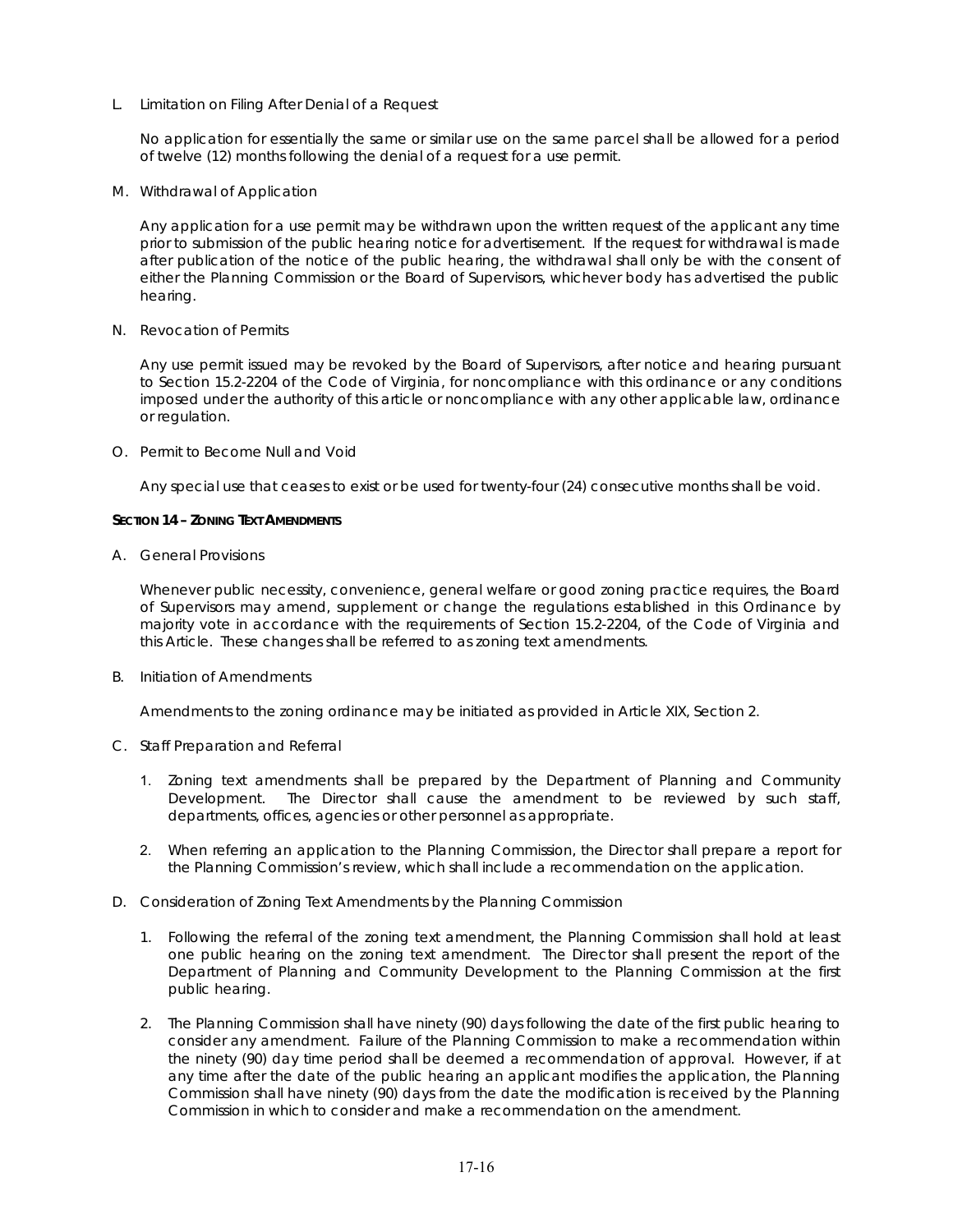L. Limitation on Filing After Denial of a Request

No application for essentially the same or similar use on the same parcel shall be allowed for a period of twelve (12) months following the denial of a request for a use permit.

M. Withdrawal of Application

Any application for a use permit may be withdrawn upon the written request of the applicant any time prior to submission of the public hearing notice for advertisement. If the request for withdrawal is made after publication of the notice of the public hearing, the withdrawal shall only be with the consent of either the Planning Commission or the Board of Supervisors, whichever body has advertised the public hearing.

N. Revocation of Permits

Any use permit issued may be revoked by the Board of Supervisors, after notice and hearing pursuant to Section 15.2-2204 of the Code of Virginia, for noncompliance with this ordinance or any conditions imposed under the authority of this article or noncompliance with any other applicable law, ordinance or regulation.

O. Permit to Become Null and Void

Any special use that ceases to exist or be used for twenty-four (24) consecutive months shall be void.

## SECTION 14 – ZONING TEXT AMENDMENTS

A. General Provisions

Whenever public necessity, convenience, general welfare or good zoning practice requires, the Board of Supervisors may amend, supplement or change the regulations established in this Ordinance by majority vote in accordance with the requirements of Section 15.2-2204, of the Code of Virginia and this Article. These changes shall be referred to as zoning text amendments.

B. Initiation of Amendments

Amendments to the zoning ordinance may be initiated as provided in Article XIX, Section 2.

C. Staff Preparation and Referral

1. Zoning text amendments shall be prepared by the Department of Planning and Community Development. The Director shall cause the amendment to be reviewed by such staff, departments, offices, agencies or other personnel as appropriate.

2. When referring an application to the Planning Commission, the Director shall prepare a report for the Planning Commission's review, which shall include a recommendation on the application.

D. Consideration of Zoning Text Amendments by the Planning Commission

1. Following the referral of the zoning text amendment, the Planning Commission shall hold at least one public hearing on the zoning text amendment. The Director shall present the report of the Department of Planning and Community Development to the Planning Commission at the first public hearing.

2. The Planning Commission shall have ninety (90) days following the date of the first public hearing to consider any amendment. Failure of the Planning Commission to make a recommendation within the ninety (90) day time period shall be deemed a recommendation of approval. However, if at any time after the date of the public hearing an applicant modifies the application, the Planning Commission shall have ninety (90) days from the date the modification is received by the Planning Commission in which to consider and make a recommendation on the amendment.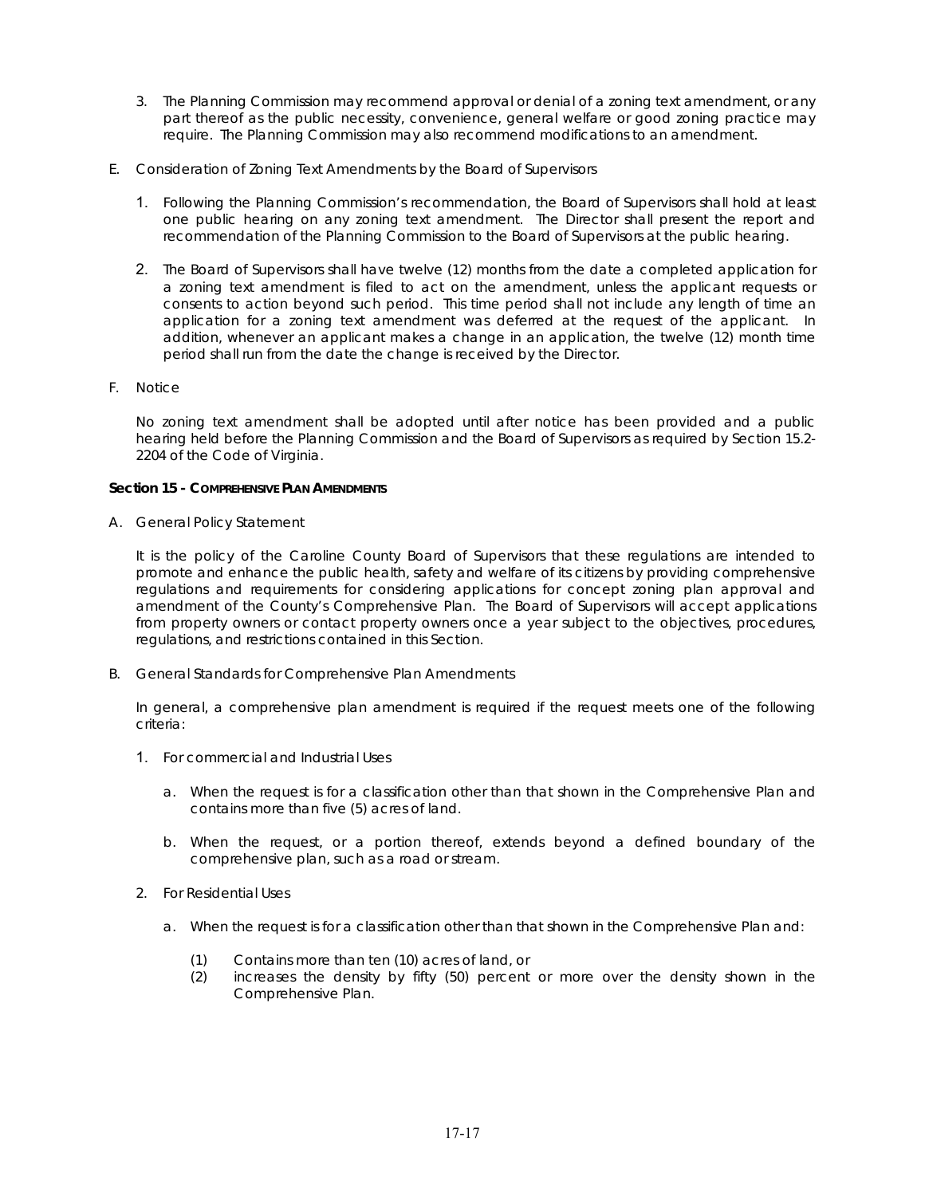3. The Planning Commission may recommend approval or denial of a zoning text amendment, or any part thereof as the public necessity, convenience, general welfare or good zoning practice may require. The Planning Commission may also recommend modifications to an amendment.

E. Consideration of Zoning Text Amendments by the Board of Supervisors

1. Following the Planning Commission's recommendation, the Board of Supervisors shall hold at least one public hearing on any zoning text amendment. The Director shall present the report and recommendation of the Planning Commission to the Board of Supervisors at the public hearing.

2. The Board of Supervisors shall have twelve (12) months from the date a completed application for a zoning text amendment is filed to act on the amendment, unless the applicant requests or consents to action beyond such period. This time period shall not include any length of time an application for a zoning text amendment was deferred at the request of the applicant. In addition, whenever an applicant makes a change in an application, the twelve (12) month time period shall run from the date the change is received by the Director.

F. Notice

No zoning text amendment shall be adopted until after notice has been provided and a public hearing held before the Planning Commission and the Board of Supervisors as required by Section 15.2-2204 of the Code of Virginia.

**Section 15 - COMPREHENSIVE PLAN AMENDMENTS**

A. General Policy Statement

It is the policy of the Caroline County Board of Supervisors that these regulations are intended to promote and enhance the public health, safety and welfare of its citizens by providing comprehensive regulations and requirements for considering applications for concept zoning plan approval and amendment of the County's Comprehensive Plan. The Board of Supervisors will accept applications from property owners or contact property owners once a year subject to the objectives, procedures, regulations, and restrictions contained in this Section.

B. General Standards for Comprehensive Plan Amendments

In general, a comprehensive plan amendment is required if the request meets one of the following criteria:

1. For commercial and Industrial Uses

   a. When the request is for a classification other than that shown in the Comprehensive Plan and contains more than five (5) acres of land.

   b. When the request, or a portion thereof, extends beyond a defined boundary of the comprehensive plan, such as a road or stream.

2. For Residential Uses

   a. When the request is for a classification other than that shown in the Comprehensive Plan and:

      (1) Contains more than ten (10) acres of land, or
      (2) increases the density by fifty (50) percent or more over the density shown in the Comprehensive Plan.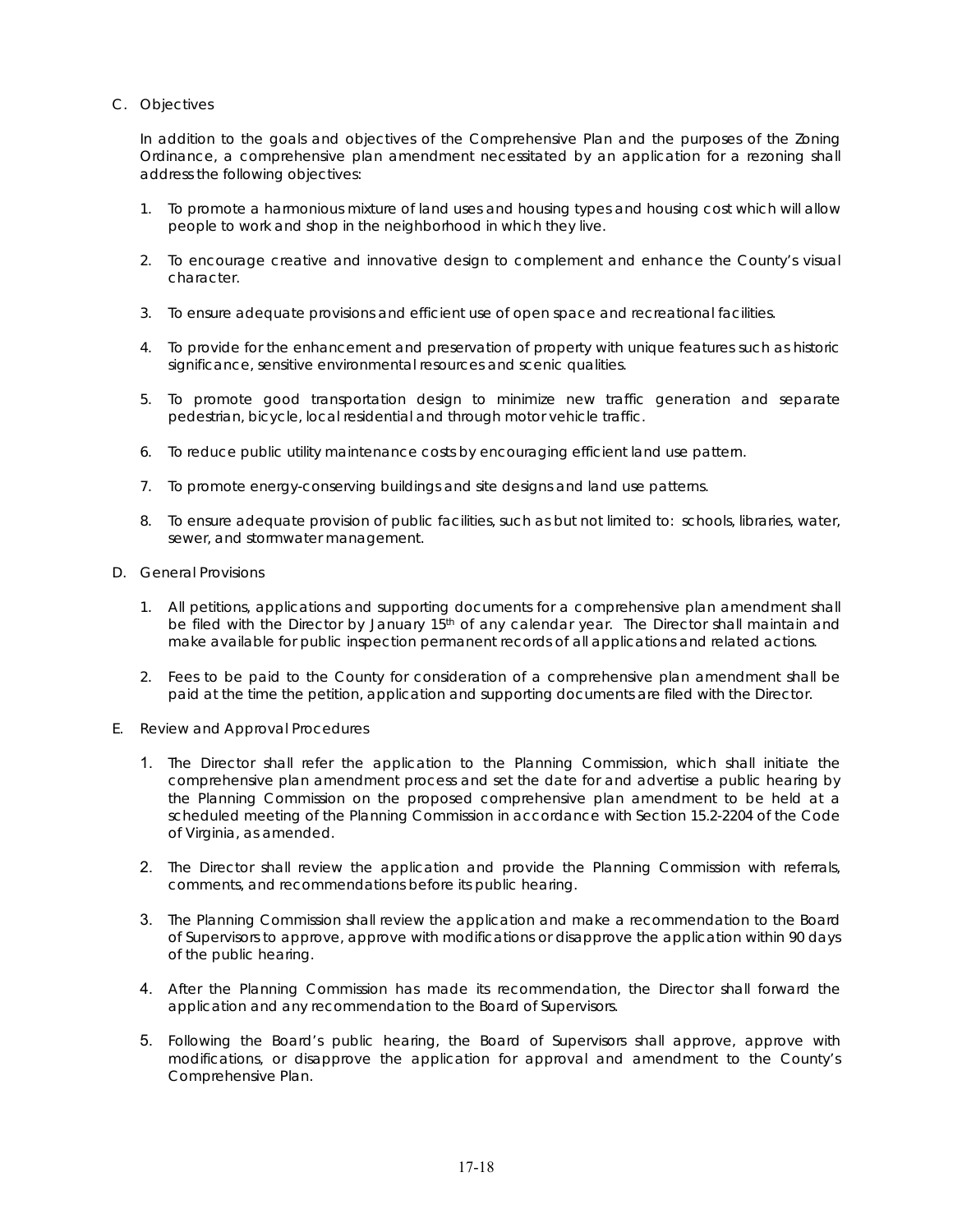C. Objectives

In addition to the goals and objectives of the Comprehensive Plan and the purposes of the Zoning Ordinance, a comprehensive plan amendment necessitated by an application for a rezoning shall address the following objectives:

1. To promote a harmonious mixture of land uses and housing types and housing cost which will allow people to work and shop in the neighborhood in which they live.

2. To encourage creative and innovative design to complement and enhance the County's visual character.

3. To ensure adequate provisions and efficient use of open space and recreational facilities.

4. To provide for the enhancement and preservation of property with unique features such as historic significance, sensitive environmental resources and scenic qualities.

5. To promote good transportation design to minimize new traffic generation and separate pedestrian, bicycle, local residential and through motor vehicle traffic.

6. To reduce public utility maintenance costs by encouraging efficient land use pattern.

7. To promote energy-conserving buildings and site designs and land use patterns.

8. To ensure adequate provision of public facilities, such as but not limited to: schools, libraries, water, sewer, and stormwater management.

D. General Provisions

1. All petitions, applications and supporting documents for a comprehensive plan amendment shall be filed with the Director by January 15th of any calendar year. The Director shall maintain and make available for public inspection permanent records of all applications and related actions.

2. Fees to be paid to the County for consideration of a comprehensive plan amendment shall be paid at the time the petition, application and supporting documents are filed with the Director.

E. Review and Approval Procedures

1. The Director shall refer the application to the Planning Commission, which shall initiate the comprehensive plan amendment process and set the date for and advertise a public hearing by the Planning Commission on the proposed comprehensive plan amendment to be held at a scheduled meeting of the Planning Commission in accordance with Section 15.2-2204 of the Code of Virginia, as amended.

2. The Director shall review the application and provide the Planning Commission with referrals, comments, and recommendations before its public hearing.

3. The Planning Commission shall review the application and make a recommendation to the Board of Supervisors to approve, approve with modifications or disapprove the application within 90 days of the public hearing.

4. After the Planning Commission has made its recommendation, the Director shall forward the application and any recommendation to the Board of Supervisors.

5. Following the Board's public hearing, the Board of Supervisors shall approve, approve with modifications, or disapprove the application for approval and amendment to the County's Comprehensive Plan.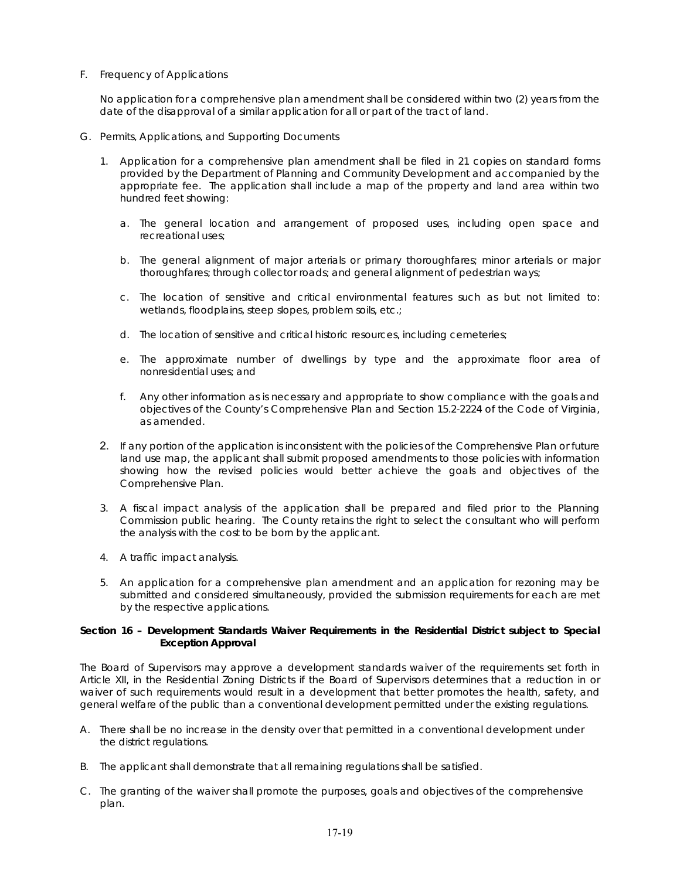F. Frequency of Applications

No application for a comprehensive plan amendment shall be considered within two (2) years from the date of the disapproval of a similar application for all or part of the tract of land.

G. Permits, Applications, and Supporting Documents

1. Application for a comprehensive plan amendment shall be filed in 21 copies on standard forms provided by the Department of Planning and Community Development and accompanied by the appropriate fee. The application shall include a map of the property and land area within two hundred feet showing:

   a. The general location and arrangement of proposed uses, including open space and recreational uses;

   b. The general alignment of major arterials or primary thoroughfares; minor arterials or major thoroughfares; through collector roads; and general alignment of pedestrian ways;

   c. The location of sensitive and critical environmental features such as but not limited to: wetlands, floodplains, steep slopes, problem soils, etc.;

   d. The location of sensitive and critical historic resources, including cemeteries;

   e. The approximate number of dwellings by type and the approximate floor area of nonresidential uses; and

   f. Any other information as is necessary and appropriate to show compliance with the goals and objectives of the County's Comprehensive Plan and Section 15.2-2224 of the Code of Virginia, as amended.

2. If any portion of the application is inconsistent with the policies of the Comprehensive Plan or future land use map, the applicant shall submit proposed amendments to those policies with information showing how the revised policies would better achieve the goals and objectives of the Comprehensive Plan.

3. A fiscal impact analysis of the application shall be prepared and filed prior to the Planning Commission public hearing. The County retains the right to select the consultant who will perform the analysis with the cost to be born by the applicant.

4. A traffic impact analysis.

5. An application for a comprehensive plan amendment and an application for rezoning may be submitted and considered simultaneously, provided the submission requirements for each are met by the respective applications.

**Section 16 – Development Standards Waiver Requirements in the Residential District subject to Special Exception Approval**

The Board of Supervisors may approve a development standards waiver of the requirements set forth in Article XII, in the Residential Zoning Districts if the Board of Supervisors determines that a reduction in or waiver of such requirements would result in a development that better promotes the health, safety, and general welfare of the public than a conventional development permitted under the existing regulations.

A. There shall be no increase in the density over that permitted in a conventional development under the district regulations.

B. The applicant shall demonstrate that all remaining regulations shall be satisfied.

C. The granting of the waiver shall promote the purposes, goals and objectives of the comprehensive plan.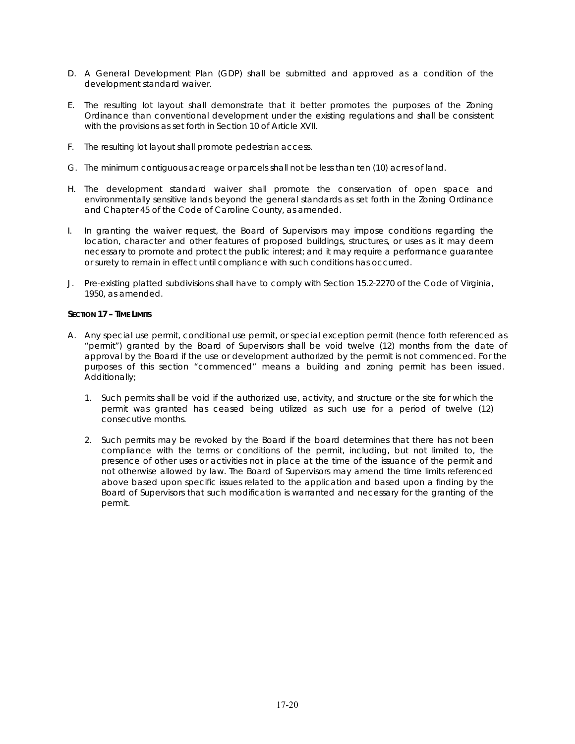D. A General Development Plan (GDP) shall be submitted and approved as a condition of the development standard waiver.

E. The resulting lot layout shall demonstrate that it better promotes the purposes of the Zoning Ordinance than conventional development under the existing regulations and shall be consistent with the provisions as set forth in Section 10 of Article XVII.

F. The resulting lot layout shall promote pedestrian access.

G. The minimum contiguous acreage or parcels shall not be less than ten (10) acres of land.

H. The development standard waiver shall promote the conservation of open space and environmentally sensitive lands beyond the general standards as set forth in the Zoning Ordinance and Chapter 45 of the Code of Caroline County, as amended.

I. In granting the waiver request, the Board of Supervisors may impose conditions regarding the location, character and other features of proposed buildings, structures, or uses as it may deem necessary to promote and protect the public interest; and it may require a performance guarantee or surety to remain in effect until compliance with such conditions has occurred.

J. Pre-existing platted subdivisions shall have to comply with Section 15.2-2270 of the Code of Virginia, 1950, as amended.

**SECTION 17 – TIME LIMITS**

A. Any special use permit, conditional use permit, or special exception permit (hence forth referenced as "permit") granted by the Board of Supervisors shall be void twelve (12) months from the date of approval by the Board if the use or development authorized by the permit is not commenced. For the purposes of this section "commenced" means a building and zoning permit has been issued. Additionally;

   1. Such permits shall be void if the authorized use, activity, and structure or the site for which the permit was granted has ceased being utilized as such use for a period of twelve (12) consecutive months.

   2. Such permits may be revoked by the Board if the board determines that there has not been compliance with the terms or conditions of the permit, including, but not limited to, the presence of other uses or activities not in place at the time of the issuance of the permit and not otherwise allowed by law. The Board of Supervisors may amend the time limits referenced above based upon specific issues related to the application and based upon a finding by the Board of Supervisors that such modification is warranted and necessary for the granting of the permit.